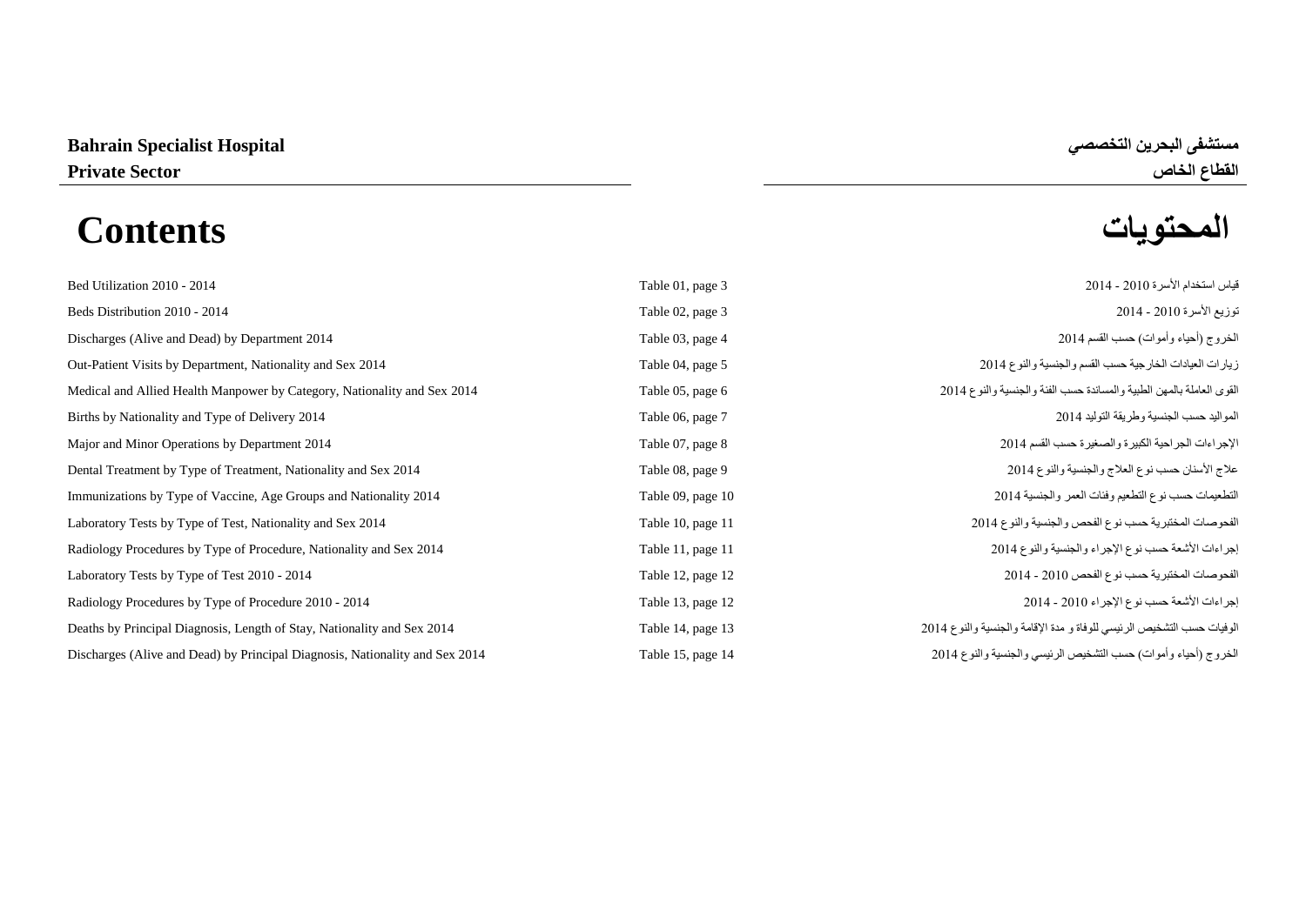**Bahrain Specialist Hospital** **مستشفى البحرين التخصصي**

**Private Sector** **القطاع الخاص**

# Contents المحتويات

| Contents | | المحتويات |
|---|---|---|
| Bed Utilization 2010 - 2014 | Table 01, page 3 | قياس استخدام الأسرة 2010 - 2014 |
| Beds Distribution 2010 - 2014 | Table 02, page 3 | توزيع الأسرة 2010 - 2014 |
| Discharges (Alive and Dead) by Department 2014 | Table 03, page 4 | الخروج (أحياء وأموات) حسب القسم 2014 |
| Out-Patient Visits by Department, Nationality and Sex 2014 | Table 04, page 5 | زيارات العيادات الخارجية حسب القسم والجنسية والنوع 2014 |
| Medical and Allied Health Manpower by Category, Nationality and Sex 2014 | Table 05, page 6 | القوى العاملة بالمهن الطبية والمساندة حسب الفئة والجنسية والنوع 2014 |
| Births by Nationality and Type of Delivery 2014 | Table 06, page 7 | المواليد حسب الجنسية وطريقة التوليد 2014 |
| Major and Minor Operations by Department 2014 | Table 07, page 8 | الإجراءات الجراحية الكبيرة والصغيرة حسب القسم 2014 |
| Dental Treatment by Type of Treatment, Nationality and Sex 2014 | Table 08, page 9 | علاج الأسنان حسب نوع العلاج والجنسية والنوع 2014 |
| Immunizations by Type of Vaccine, Age Groups and Nationality 2014 | Table 09, page 10 | التطعيمات حسب نوع التطعيم وفئات العمر والجنسية 2014 |
| Laboratory Tests by Type of Test, Nationality and Sex 2014 | Table 10, page 11 | الفحوصات المختبرية حسب نوع الفحص والجنسية والنوع 2014 |
| Radiology Procedures by Type of Procedure, Nationality and Sex 2014 | Table 11, page 11 | إجراءات الأشعة حسب نوع الإجراء والجنسية والنوع 2014 |
| Laboratory Tests by Type of Test 2010 - 2014 | Table 12, page 12 | الفحوصات المختبرية حسب نوع الفحص 2010 - 2014 |
| Radiology Procedures by Type of Procedure 2010 - 2014 | Table 13, page 12 | إجراءات الأشعة حسب نوع الإجراء 2010 - 2014 |
| Deaths by Principal Diagnosis, Length of Stay, Nationality and Sex 2014 | Table 14, page 13 | الوفيات حسب التشخيص الرئيسي للوفاة و مدة الإقامة والجنسية والنوع 2014 |
| Discharges (Alive and Dead) by Principal Diagnosis, Nationality and Sex 2014 | Table 15, page 14 | الخروج (أحياء وأموات) حسب التشخيص الرئيسي والجنسية والنوع 2014 |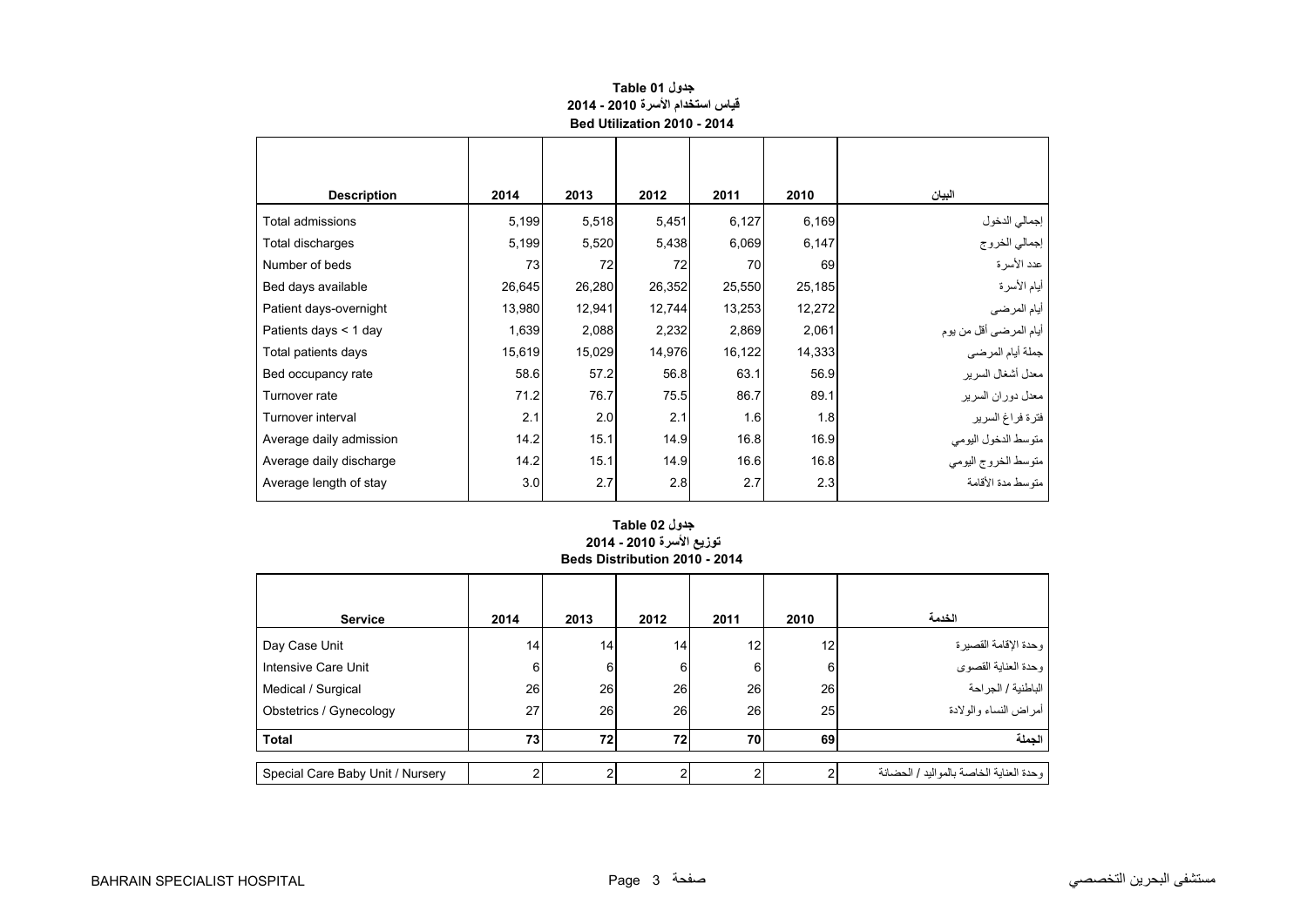## جدول Table 01
## قياس استخدام الأسرة 2010 - 2014
## Bed Utilization 2010 - 2014

| Description | 2014 | 2013 | 2012 | 2011 | 2010 | البيان |
|---|---|---|---|---|---|---|
| Total admissions | 5,199 | 5,518 | 5,451 | 6,127 | 6,169 | إجمالي الدخول |
| Total discharges | 5,199 | 5,520 | 5,438 | 6,069 | 6,147 | إجمالي الخروج |
| Number of beds | 73 | 72 | 72 | 70 | 69 | عدد الأسرة |
| Bed days available | 26,645 | 26,280 | 26,352 | 25,550 | 25,185 | أيام الأسرة |
| Patient days-overnight | 13,980 | 12,941 | 12,744 | 13,253 | 12,272 | أيام المرضى |
| Patients days < 1 day | 1,639 | 2,088 | 2,232 | 2,869 | 2,061 | أيام المرضى أقل من يوم |
| Total patients days | 15,619 | 15,029 | 14,976 | 16,122 | 14,333 | جملة أيام المرضى |
| Bed occupancy rate | 58.6 | 57.2 | 56.8 | 63.1 | 56.9 | معدل أشغال السرير |
| Turnover rate | 71.2 | 76.7 | 75.5 | 86.7 | 89.1 | معدل دوران السرير |
| Turnover interval | 2.1 | 2.0 | 2.1 | 1.6 | 1.8 | فترة فراغ السرير |
| Average daily admission | 14.2 | 15.1 | 14.9 | 16.8 | 16.9 | متوسط الدخول اليومي |
| Average daily discharge | 14.2 | 15.1 | 14.9 | 16.6 | 16.8 | متوسط الخروج اليومي |
| Average length of stay | 3.0 | 2.7 | 2.8 | 2.7 | 2.3 | متوسط مدة الأقامة |

## جدول Table 02
## توزيع الأسرة 2010 - 2014
## Beds Distribution 2010 - 2014

| Service | 2014 | 2013 | 2012 | 2011 | 2010 | الخدمة |
|---|---|---|---|---|---|---|
| Day Case Unit | 14 | 14 | 14 | 12 | 12 | وحدة الإقامة القصيرة |
| Intensive Care Unit | 6 | 6 | 6 | 6 | 6 | وحدة العناية القصوى |
| Medical / Surgical | 26 | 26 | 26 | 26 | 26 | الباطنية / الجراحة |
| Obstetrics / Gynecology | 27 | 26 | 26 | 26 | 25 | أمراض النساء والولادة |
| **Total** | **73** | **72** | **72** | **70** | **69** | **الجملة** |
| Special Care Baby Unit / Nursery | 2 | 2 | 2 | 2 | 2 | وحدة العناية الخاصة بالمواليد / الحضانة |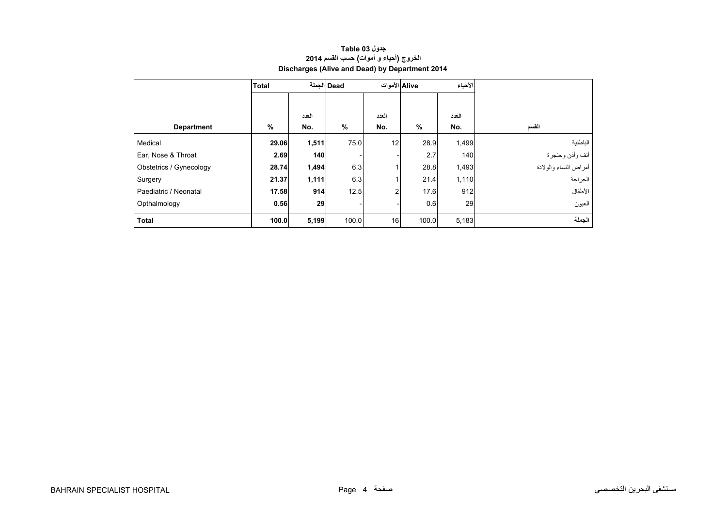**جدول Table 03**

**الخروج (أحياء و أموات) حسب القسم 2014**

**Discharges (Alive and Dead) by Department 2014**

| | Total الجملة | | Dead الأموات | | Alive الأحياء | | |
|---|---|---|---|---|---|---|---|
| **Department** | **%** | **العدد No.** | **%** | **العدد No.** | **%** | **العدد No.** | **القسم** |
| Medical | **29.06** | **1,511** | 75.0 | 12 | 28.9 | 1,499 | الباطنية |
| Ear, Nose & Throat | **2.69** | **140** | - | - | 2.7 | 140 | أنف وأذن وحنجرة |
| Obstetrics / Gynecology | **28.74** | **1,494** | 6.3 | 1 | 28.8 | 1,493 | أمراض النساء والولادة |
| Surgery | **21.37** | **1,111** | 6.3 | 1 | 21.4 | 1,110 | الجراحة |
| Paediatric / Neonatal | **17.58** | **914** | 12.5 | 2 | 17.6 | 912 | الأطفال |
| Opthalmology | **0.56** | **29** | - | - | 0.6 | 29 | العيون |
| **Total** | **100.0** | **5,199** | 100.0 | 16 | 100.0 | 5,183 | **الجملة** |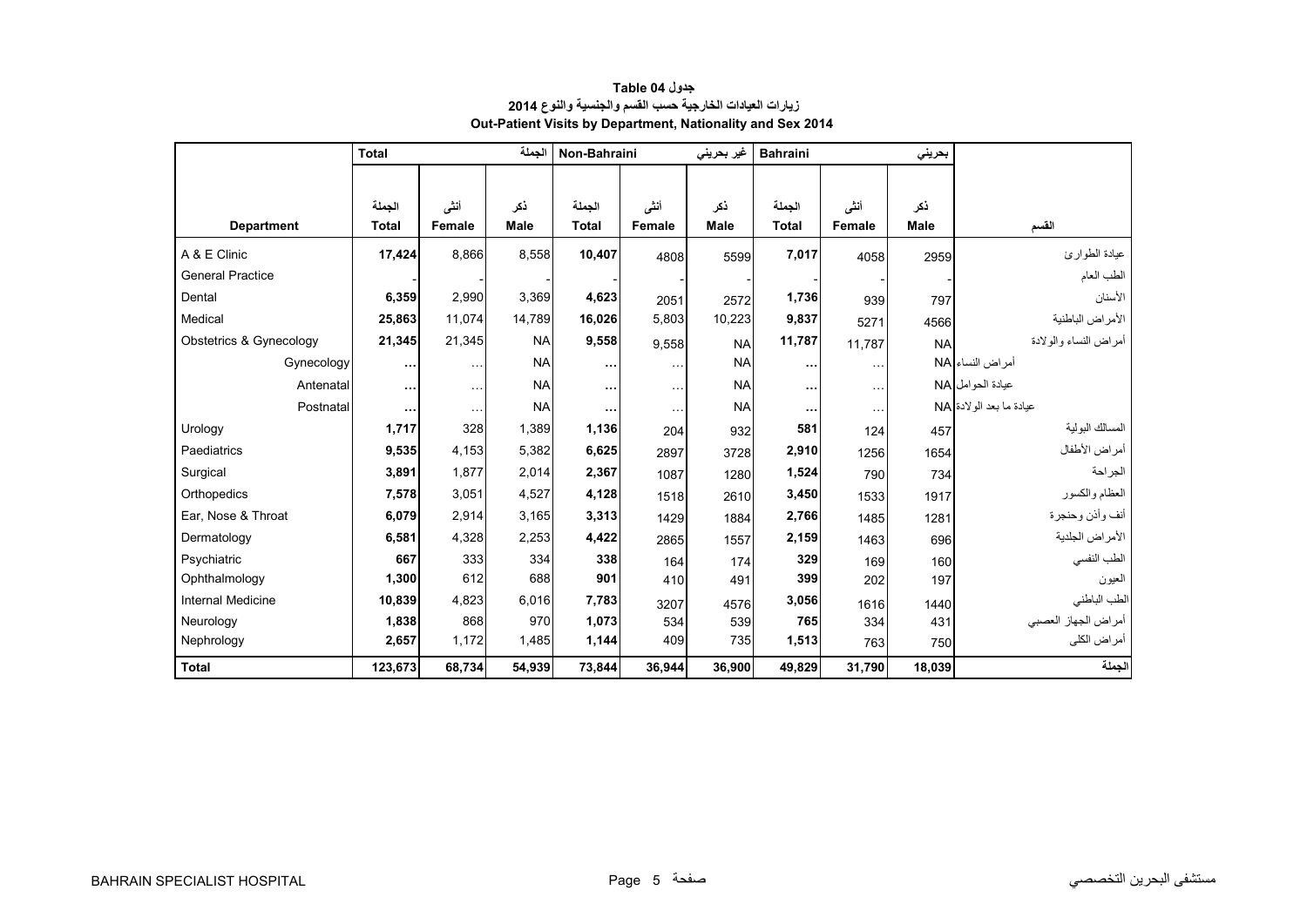# جدول Table 04
## زيارات العيادات الخارجية حسب القسم والجنسية والنوع 2014
## Out-Patient Visits by Department, Nationality and Sex 2014

| | Total | | الجملة | Non-Bahraini | | غير بحريني | Bahraini | | بحريني | |
|---|---|---|---|---|---|---|---|---|---|---|
| **Department** | الجملة **Total** | أنثى **Female** | ذكر **Male** | الجملة **Total** | أنثى **Female** | ذكر **Male** | الجملة **Total** | أنثى **Female** | ذكر **Male** | القسم |
| A & E Clinic | **17,424** | 8,866 | 8,558 | **10,407** | 4808 | 5599 | **7,017** | 4058 | 2959 | عيادة الطوارئ |
| General Practice | - | - | - | - | - | - | - | - | - | الطب العام |
| Dental | **6,359** | 2,990 | 3,369 | **4,623** | 2051 | 2572 | **1,736** | 939 | 797 | الأسنان |
| Medical | **25,863** | 11,074 | 14,789 | **16,026** | 5,803 | 10,223 | **9,837** | 5271 | 4566 | الأمراض الباطنية |
| Obstetrics & Gynecology | **21,345** | 21,345 | NA | **9,558** | 9,558 | NA | **11,787** | 11,787 | NA | أمراض النساء والولادة |
| Gynecology | **...** | ... | NA | **...** | ... | NA | **...** | ... | NA | أمراض النساء |
| Antenatal | **...** | ... | NA | **...** | ... | NA | **...** | ... | NA | عيادة الحوامل |
| Postnatal | **...** | ... | NA | **...** | ... | NA | **...** | ... | NA | عيادة ما بعد الولادة |
| Urology | **1,717** | 328 | 1,389 | **1,136** | 204 | 932 | **581** | 124 | 457 | المسالك البولية |
| Paediatrics | **9,535** | 4,153 | 5,382 | **6,625** | 2897 | 3728 | **2,910** | 1256 | 1654 | أمراض الأطفال |
| Surgical | **3,891** | 1,877 | 2,014 | **2,367** | 1087 | 1280 | **1,524** | 790 | 734 | الجراحة |
| Orthopedics | **7,578** | 3,051 | 4,527 | **4,128** | 1518 | 2610 | **3,450** | 1533 | 1917 | العظام والكسور |
| Ear, Nose & Throat | **6,079** | 2,914 | 3,165 | **3,313** | 1429 | 1884 | **2,766** | 1485 | 1281 | أنف وأذن وحنجرة |
| Dermatology | **6,581** | 4,328 | 2,253 | **4,422** | 2865 | 1557 | **2,159** | 1463 | 696 | الأمراض الجلدية |
| Psychiatric | **667** | 333 | 334 | **338** | 164 | 174 | **329** | 169 | 160 | الطب النفسي |
| Ophthalmology | **1,300** | 612 | 688 | **901** | 410 | 491 | **399** | 202 | 197 | العيون |
| Internal Medicine | **10,839** | 4,823 | 6,016 | **7,783** | 3207 | 4576 | **3,056** | 1616 | 1440 | الطب الباطني |
| Neurology | **1,838** | 868 | 970 | **1,073** | 534 | 539 | **765** | 334 | 431 | أمراض الجهاز العصبي |
| Nephrology | **2,657** | 1,172 | 1,485 | **1,144** | 409 | 735 | **1,513** | 763 | 750 | أمراض الكلى |
| **Total** | **123,673** | **68,734** | **54,939** | **73,844** | **36,944** | **36,900** | **49,829** | **31,790** | **18,039** | **الجملة** |

BAHRAIN SPECIALIST HOSPITAL مستشفى البحرين التخصصي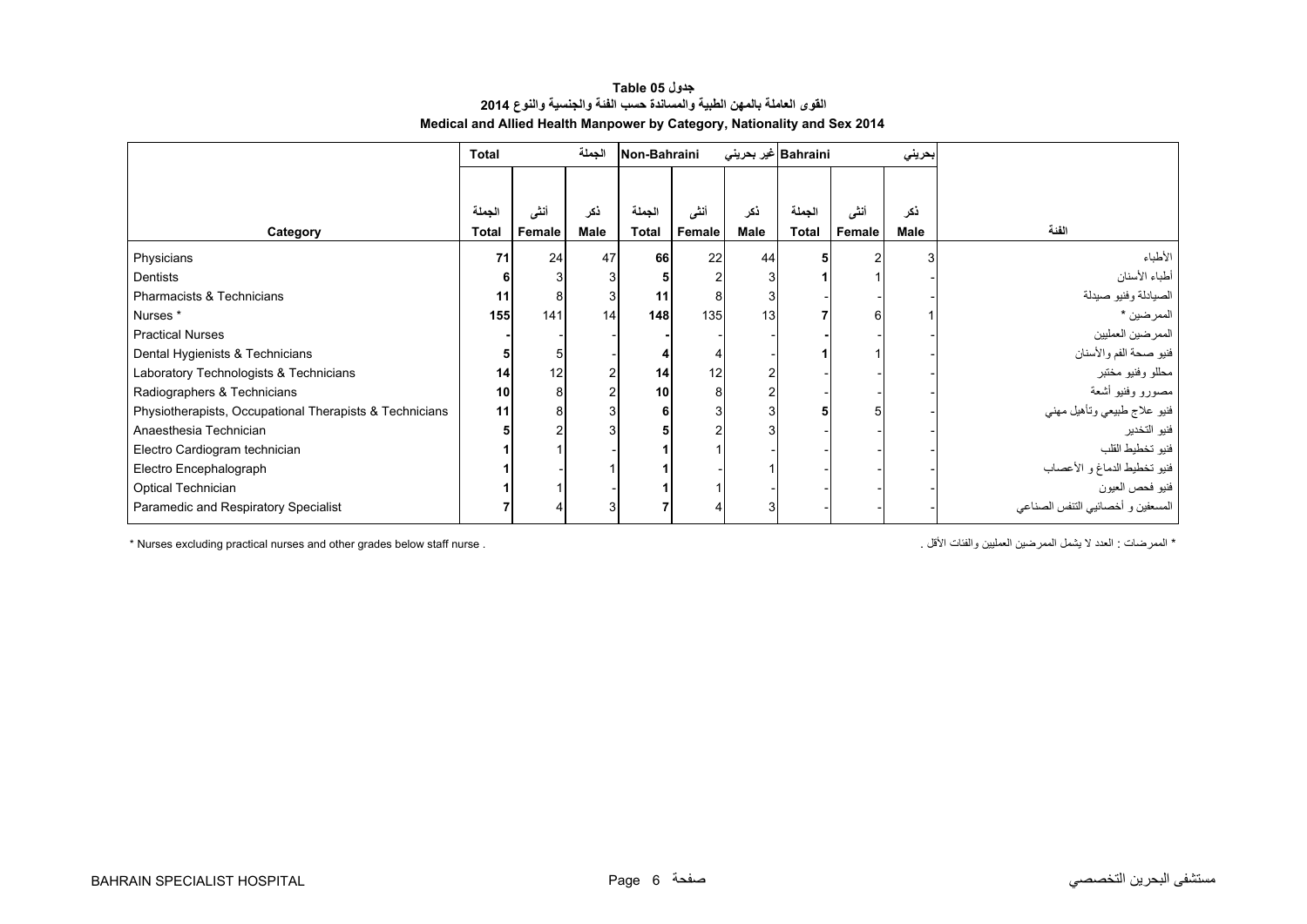**جدول 05 Table**

**القوى العاملة بالمهن الطبية والمساندة حسب الفئة والجنسية والنوع 2014**

**Medical and Allied Health Manpower by Category, Nationality and Sex 2014**

| | Total الجملة | | | Non-Bahraini غير بحريني | | | Bahraini بحريني | | | |
|---|---|---|---|---|---|---|---|---|---|---|
| Category | الجملة Total | أنثى Female | ذكر Male | الجملة Total | أنثى Female | ذكر Male | الجملة Total | أنثى Female | ذكر Male | الفئة |
| Physicians | **71** | 24 | 47 | **66** | 22 | 44 | **5** | 2 | 3 | الأطباء |
| Dentists | **6** | 3 | 3 | **5** | 2 | 3 | **1** | 1 | - | أطباء الأسنان |
| Pharmacists & Technicians | **11** | 8 | 3 | **11** | 8 | 3 | **-** | - | - | الصيادلة وفنيو صيدلة |
| Nurses * | **155** | 141 | 14 | **148** | 135 | 13 | **7** | 6 | 1 | الممرضين * |
| Practical Nurses | **-** | - | - | **-** | - | - | **-** | - | - | الممرضين العمليين |
| Dental Hygienists & Technicians | **5** | 5 | - | **4** | 4 | - | **1** | 1 | - | فنيو صحة الفم والأسنان |
| Laboratory Technologists & Technicians | **14** | 12 | 2 | **14** | 12 | 2 | **-** | - | - | محللو وفنيو مختبر |
| Radiographers & Technicians | **10** | 8 | 2 | **10** | 8 | 2 | **-** | - | - | مصورو وفنيو أشعة |
| Physiotherapists, Occupational Therapists & Technicians | **11** | 8 | 3 | **6** | 3 | 3 | **5** | 5 | - | فنيو علاج طبيعي وتأهيل مهني |
| Anaesthesia Technician | **5** | 2 | 3 | **5** | 2 | 3 | **-** | - | - | فنيو التخدير |
| Electro Cardiogram technician | **1** | 1 | - | **1** | 1 | - | **-** | - | - | فنيو تخطيط القلب |
| Electro Encephalograph | **1** | - | 1 | **1** | - | 1 | **-** | - | - | فنيو تخطيط الدماغ و الأعصاب |
| Optical Technician | **1** | 1 | - | **1** | 1 | - | **-** | - | - | فنيو فحص العيون |
| Paramedic and Respiratory Specialist | **7** | 4 | 3 | **7** | 4 | 3 | **-** | - | - | المسعفين و أخصائيي التنفس الصناعي |

\* Nurses excluding practical nurses and other grades below staff nurse .

\* الممرضات : العدد لا يشمل الممرضين العمليين والفئات الأقل .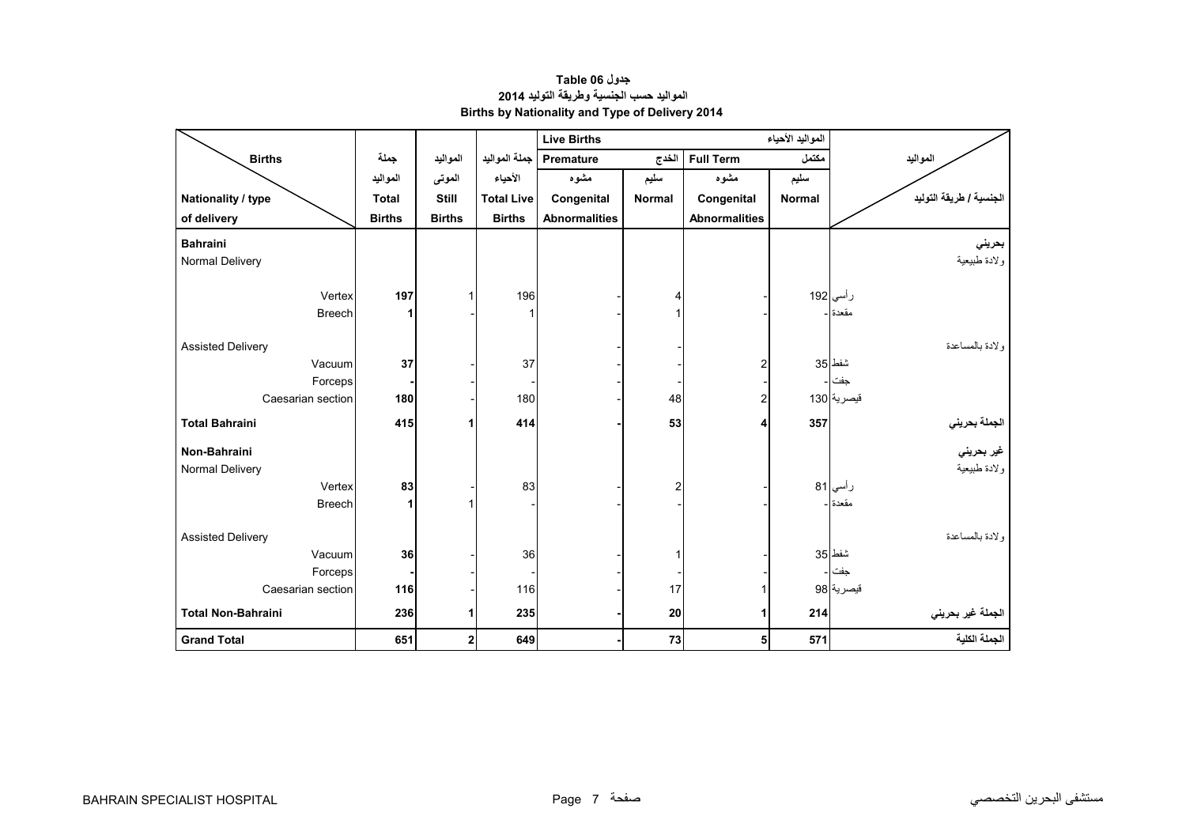**جدول 06 Table**

**المواليد حسب الجنسية وطريقة التوليد 2014**

**Births by Nationality and Type of Delivery 2014**

| Births / Nationality / type of delivery | جملة المواليد Total Births | المواليد الموتى Still Births | جملة المواليد الأحياء Total Live Births | Live Births المواليد الأحياء Premature الخدج مشوه Congenital Abnormalities | سليم Normal | Full Term مكتمل مشوه Congenital Abnormalities | سليم Normal | المواليد / الجنسية / طريقة التوليد |
|---|---|---|---|---|---|---|---|---|
| **Bahraini** | | | | | | | | **بحريني** |
| Normal Delivery | | | | | | | | ولادة طبيعية |
| Vertex | **197** | 1 | 196 | - | 4 | - | 192 | رأسي |
| Breech | **1** | - | 1 | - | 1 | - | - | مقعدة |
| Assisted Delivery | | | | - | - | | | ولادة بالمساعدة |
| Vacuum | **37** | - | 37 | - | - | 2 | 35 | شفط |
| Forceps | **-** | - | - | - | - | - | - | جفت |
| Caesarian section | **180** | - | 180 | - | 48 | 2 | 130 | قيصرية |
| **Total Bahraini** | **415** | **1** | **414** | **-** | **53** | **4** | **357** | **الجملة بحريني** |
| **Non-Bahraini** | | | | | | | | **غير بحريني** |
| Normal Delivery | | | | | | | | ولادة طبيعية |
| Vertex | **83** | - | 83 | - | 2 | - | 81 | رأسي |
| Breech | **1** | 1 | - | - | - | - | - | مقعدة |
| Assisted Delivery | | | | | | | | ولادة بالمساعدة |
| Vacuum | **36** | - | 36 | - | 1 | - | 35 | شفط |
| Forceps | **-** | - | - | - | - | - | - | جفت |
| Caesarian section | **116** | - | 116 | - | 17 | 1 | 98 | قيصرية |
| **Total Non-Bahraini** | **236** | **1** | **235** | **-** | **20** | **1** | **214** | **الجملة غير بحريني** |
| **Grand Total** | **651** | **2** | **649** | **-** | **73** | **5** | **571** | **الجملة الكلية** |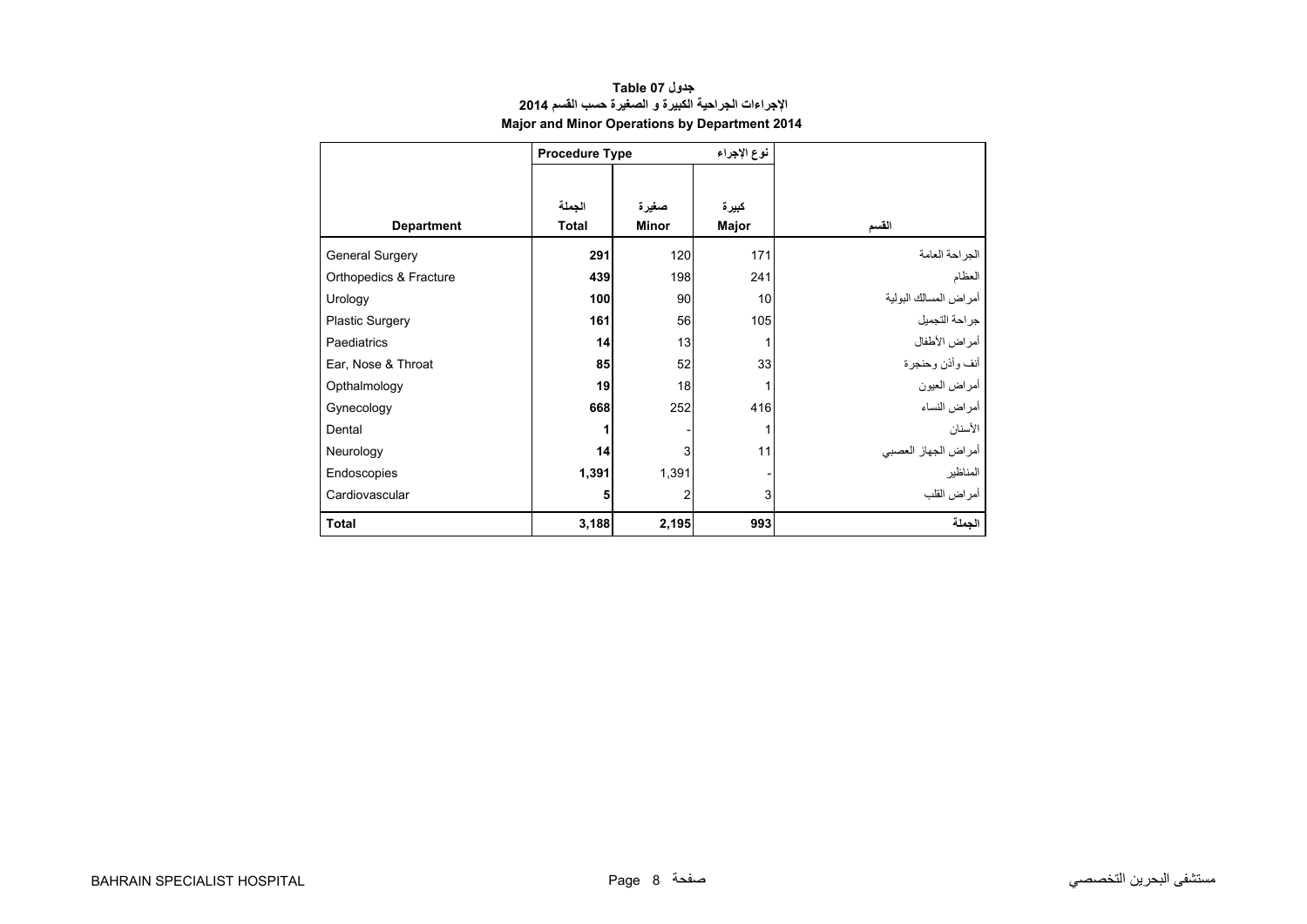**جدول 07 Table**

**الاجراءات الجراحية الكبيرة و الصغيرة حسب القسم 2014**

**Major and Minor Operations by Department 2014**

| | Procedure Type | | نوع الإجراء | |
|---|---|---|---|---|
| **Department** | **الجملة Total** | **صغيرة Minor** | **كبيرة Major** | **القسم** |
| General Surgery | **291** | 120 | 171 | الجراحة العامة |
| Orthopedics & Fracture | **439** | 198 | 241 | العظام |
| Urology | **100** | 90 | 10 | أمراض المسالك البولية |
| Plastic Surgery | **161** | 56 | 105 | جراحة التجميل |
| Paediatrics | **14** | 13 | 1 | أمراض الأطفال |
| Ear, Nose & Throat | **85** | 52 | 33 | أنف وأذن وحنجرة |
| Opthalmology | **19** | 18 | 1 | أمراض العيون |
| Gynecology | **668** | 252 | 416 | أمراض النساء |
| Dental | **1** | - | 1 | الأسنان |
| Neurology | **14** | 3 | 11 | أمراض الجهاز العصبي |
| Endoscopies | **1,391** | 1,391 | - | المناظير |
| Cardiovascular | **5** | 2 | 3 | أمراض القلب |
| **Total** | **3,188** | **2,195** | **993** | **الجملة** |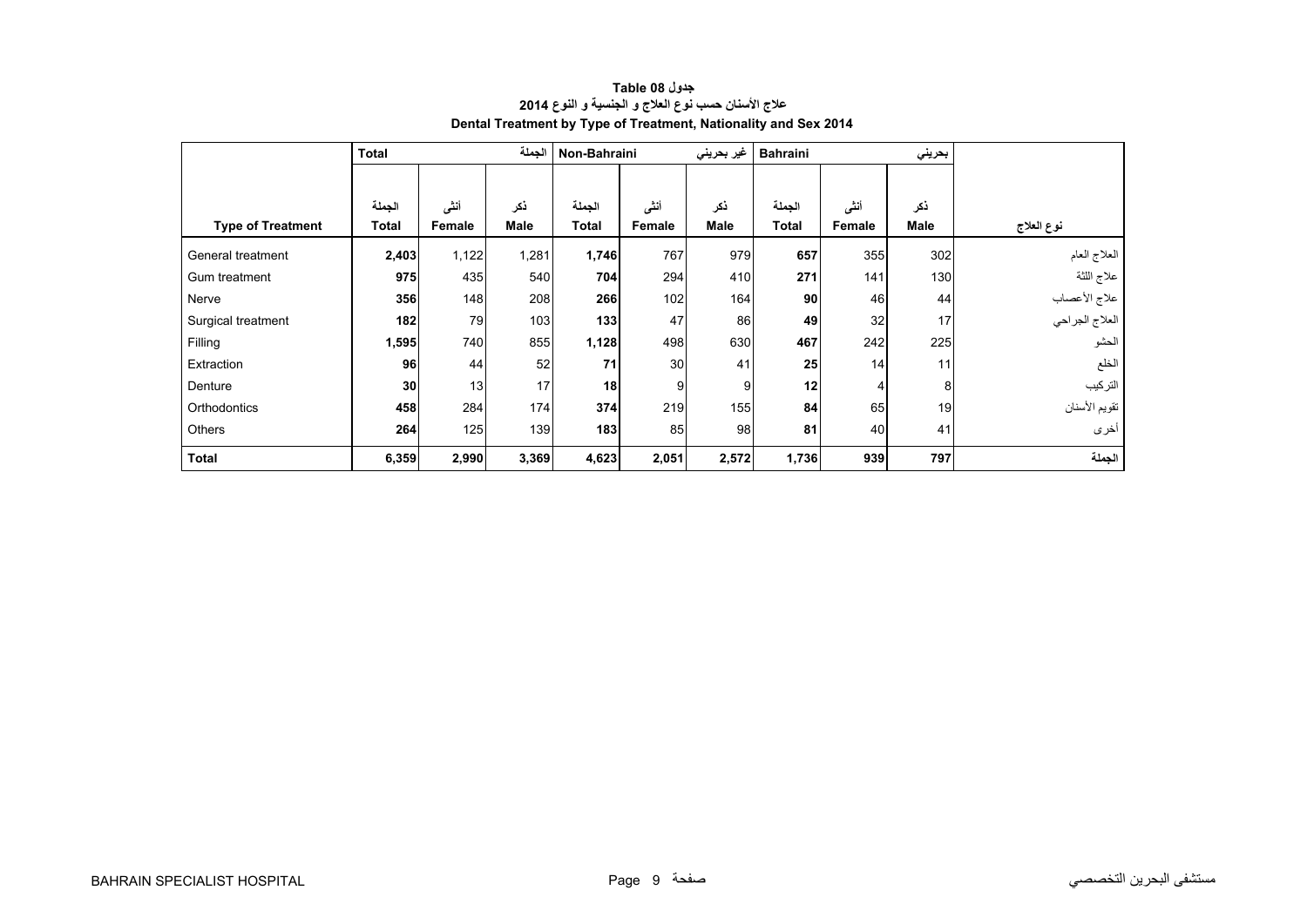**جدول Table 08**

**علاج الأسنان حسب نوع العلاج و الجنسية و النوع 2014**

**Dental Treatment by Type of Treatment, Nationality and Sex 2014**

| | Total | | الجملة | Non-Bahraini | | غير بحريني | Bahraini | | بحريني | |
|---|---|---|---|---|---|---|---|---|---|---|
| **Type of Treatment** | الجملة **Total** | أنثى **Female** | ذكر **Male** | الجملة **Total** | أنثى **Female** | ذكر **Male** | الجملة **Total** | أنثى **Female** | ذكر **Male** | **نوع العلاج** |
| General treatment | **2,403** | 1,122 | 1,281 | **1,746** | 767 | 979 | **657** | 355 | 302 | العلاج العام |
| Gum treatment | **975** | 435 | 540 | **704** | 294 | 410 | **271** | 141 | 130 | علاج اللثة |
| Nerve | **356** | 148 | 208 | **266** | 102 | 164 | **90** | 46 | 44 | علاج الأعصاب |
| Surgical treatment | **182** | 79 | 103 | **133** | 47 | 86 | **49** | 32 | 17 | العلاج الجراحي |
| Filling | **1,595** | 740 | 855 | **1,128** | 498 | 630 | **467** | 242 | 225 | الحشو |
| Extraction | **96** | 44 | 52 | **71** | 30 | 41 | **25** | 14 | 11 | الخلع |
| Denture | **30** | 13 | 17 | **18** | 9 | 9 | **12** | 4 | 8 | التركيب |
| Orthodontics | **458** | 284 | 174 | **374** | 219 | 155 | **84** | 65 | 19 | تقويم الأسنان |
| Others | **264** | 125 | 139 | **183** | 85 | 98 | **81** | 40 | 41 | أخرى |
| **Total** | **6,359** | **2,990** | **3,369** | **4,623** | **2,051** | **2,572** | **1,736** | **939** | **797** | **الجملة** |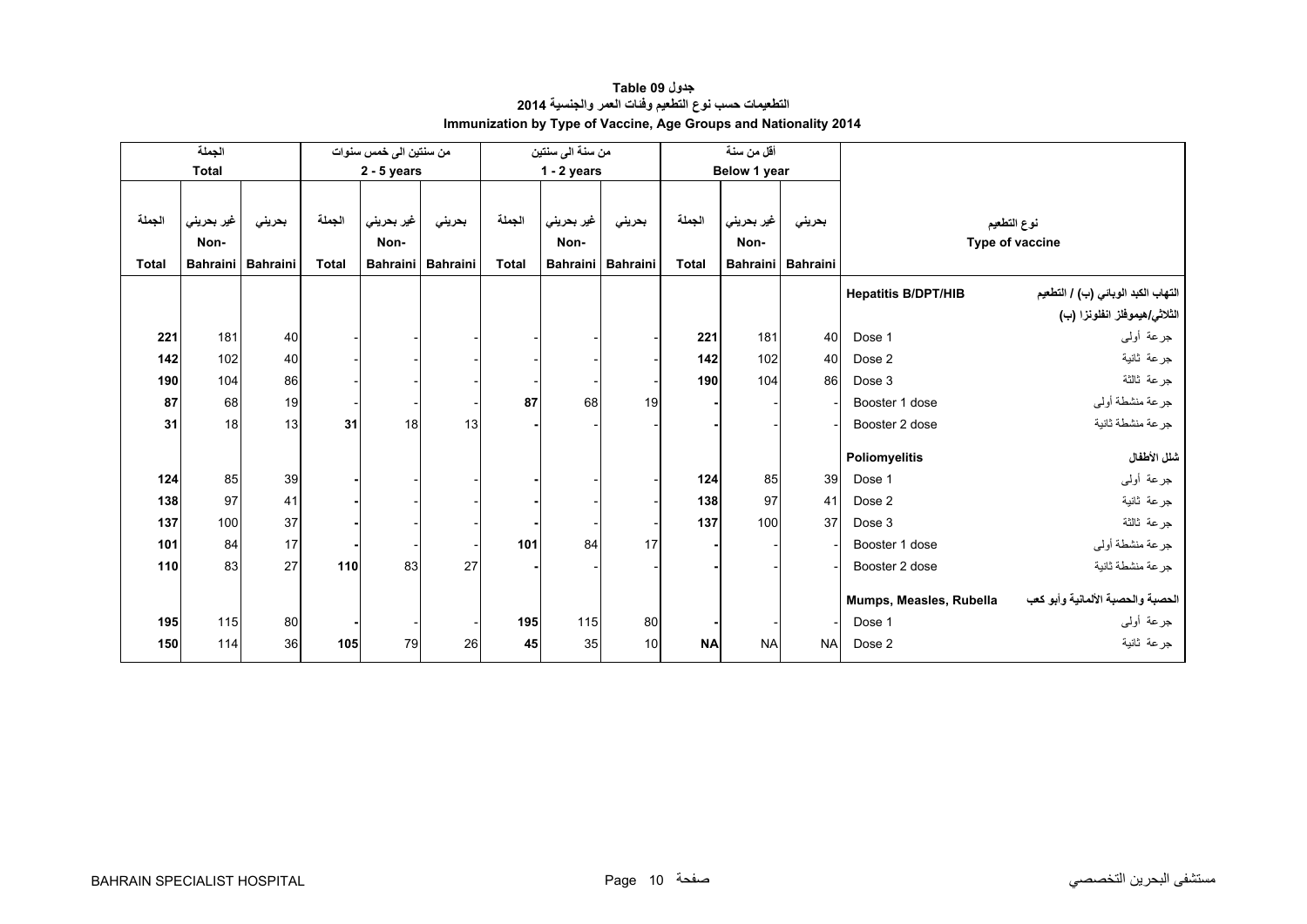# جدول Table 09

## التطعيمات حسب نوع التطعيم وفئات العمر والجنسية 2014

## Immunization by Type of Vaccine, Age Groups and Nationality 2014

| الجملة Total | | | من سنتين الى خمس سنوات 2 - 5 years | | | من سنة الى سنتين 1 - 2 years | | | أقل من سنة Below 1 year | | | نوع التطعيم Type of vaccine | |
|---|---|---|---|---|---|---|---|---|---|---|---|---|---|
| الجملة Total | غير بحريني Non-Bahraini | بحريني Bahraini | الجملة Total | غير بحريني Non-Bahraini | بحريني Bahraini | الجملة Total | غير بحريني Non-Bahraini | بحريني Bahraini | الجملة Total | غير بحريني Non-Bahraini | بحريني Bahraini | | |
| | | | | | | | | | | | | **Hepatitis B/DPT/HIB** | **التهاب الكبد الوبائي (ب) / التطعيم الثلاثي/هيموفلز انفلونزا (ب)** |
| **221** | 181 | 40 | - | - | - | - | - | - | **221** | 181 | 40 | Dose 1 | جرعة أولى |
| **142** | 102 | 40 | - | - | - | - | - | - | **142** | 102 | 40 | Dose 2 | جرعة ثانية |
| **190** | 104 | 86 | - | - | - | - | - | - | **190** | 104 | 86 | Dose 3 | جرعة ثالثة |
| **87** | 68 | 19 | - | - | - | **87** | 68 | 19 | **-** | - | - | Booster 1 dose | جرعة منشطة أولى |
| **31** | 18 | 13 | **31** | 18 | 13 | **-** | - | - | **-** | - | - | Booster 2 dose | جرعة منشطة ثانية |
| | | | | | | | | | | | | **Poliomyelitis** | **شلل الأطفال** |
| **124** | 85 | 39 | **-** | - | - | **-** | - | - | **124** | 85 | 39 | Dose 1 | جرعة أولى |
| **138** | 97 | 41 | **-** | - | - | **-** | - | - | **138** | 97 | 41 | Dose 2 | جرعة ثانية |
| **137** | 100 | 37 | **-** | - | - | **-** | - | - | **137** | 100 | 37 | Dose 3 | جرعة ثالثة |
| **101** | 84 | 17 | **-** | - | - | **101** | 84 | 17 | **-** | - | - | Booster 1 dose | جرعة منشطة أولى |
| **110** | 83 | 27 | **110** | 83 | 27 | **-** | - | - | **-** | - | - | Booster 2 dose | جرعة منشطة ثانية |
| | | | | | | | | | | | | **Mumps, Measles, Rubella** | **الحصبة والحصبة الألمانية وأبو كعب** |
| **195** | 115 | 80 | **-** | - | - | **195** | 115 | 80 | **-** | - | - | Dose 1 | جرعة أولى |
| **150** | 114 | 36 | **105** | 79 | 26 | **45** | 35 | 10 | **NA** | NA | NA | Dose 2 | جرعة ثانية |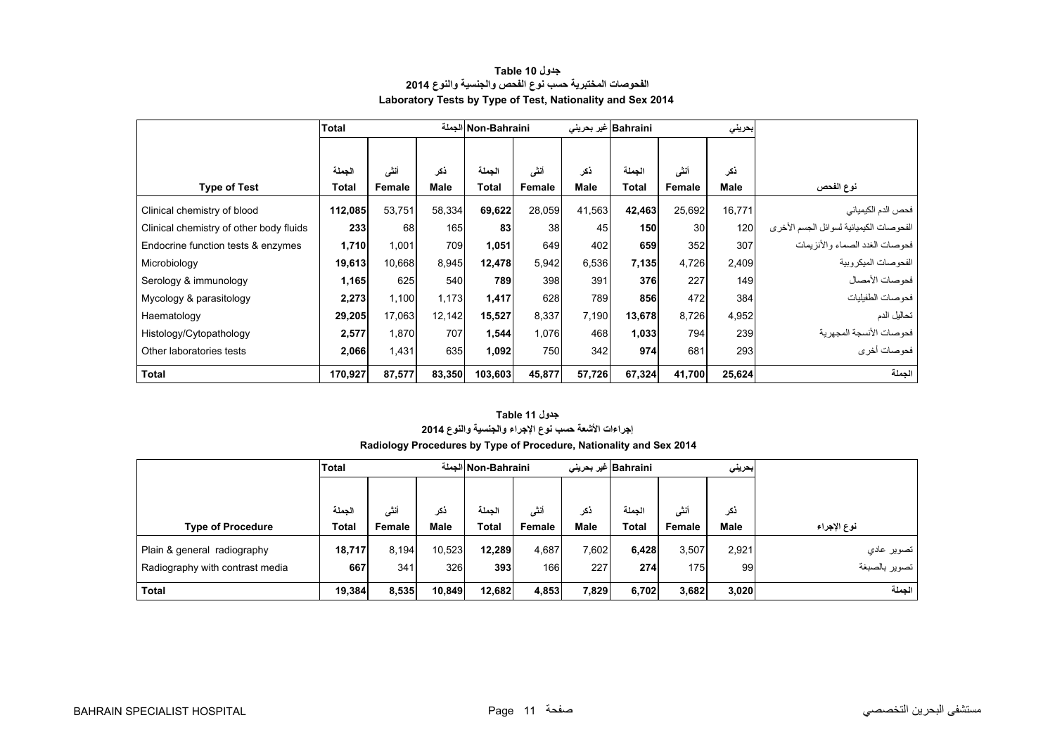## جدول 10 Table
## الفحوصات المختبرية حسب نوع الفحص والجنسية والنوع 2014
## Laboratory Tests by Type of Test, Nationality and Sex 2014

| | Total | | الجملة | Non-Bahraini | | غير بحريني | Bahraini | | بحريني | |
|---|---|---|---|---|---|---|---|---|---|---|
| **Type of Test** | الجملة **Total** | أنثى **Female** | ذكر **Male** | الجملة **Total** | أنثى **Female** | ذكر **Male** | الجملة **Total** | أنثى **Female** | ذكر **Male** | **نوع الفحص** |
| Clinical chemistry of blood | **112,085** | 53,751 | 58,334 | **69,622** | 28,059 | 41,563 | **42,463** | 25,692 | 16,771 | فحص الدم الكيميائي |
| Clinical chemistry of other body fluids | **233** | 68 | 165 | **83** | 38 | 45 | **150** | 30 | 120 | الفحوصات الكيميائية لسوائل الجسم الأخرى |
| Endocrine function tests & enzymes | **1,710** | 1,001 | 709 | **1,051** | 649 | 402 | **659** | 352 | 307 | فحوصات الغدد الصماء والأنزيمات |
| Microbiology | **19,613** | 10,668 | 8,945 | **12,478** | 5,942 | 6,536 | **7,135** | 4,726 | 2,409 | الفحوصات الميكروبية |
| Serology & immunology | **1,165** | 625 | 540 | **789** | 398 | 391 | **376** | 227 | 149 | فحوصات الأمصال |
| Mycology & parasitology | **2,273** | 1,100 | 1,173 | **1,417** | 628 | 789 | **856** | 472 | 384 | فحوصات الطفيليات |
| Haematology | **29,205** | 17,063 | 12,142 | **15,527** | 8,337 | 7,190 | **13,678** | 8,726 | 4,952 | تحاليل الدم |
| Histology/Cytopathology | **2,577** | 1,870 | 707 | **1,544** | 1,076 | 468 | **1,033** | 794 | 239 | فحوصات الأنسجة المجهرية |
| Other laboratories tests | **2,066** | 1,431 | 635 | **1,092** | 750 | 342 | **974** | 681 | 293 | فحوصات أخرى |
| **Total** | **170,927** | **87,577** | **83,350** | **103,603** | **45,877** | **57,726** | **67,324** | **41,700** | **25,624** | **الجملة** |

## جدول 11 Table
## إجراءات الأشعة حسب نوع الإجراء والجنسية والنوع 2014
## Radiology Procedures by Type of Procedure, Nationality and Sex 2014

| | Total | | الجملة | Non-Bahraini | | غير بحريني | Bahraini | | بحريني | |
|---|---|---|---|---|---|---|---|---|---|---|
| **Type of Procedure** | الجملة **Total** | أنثى **Female** | ذكر **Male** | الجملة **Total** | أنثى **Female** | ذكر **Male** | الجملة **Total** | أنثى **Female** | ذكر **Male** | **نوع الإجراء** |
| Plain & general radiography | **18,717** | 8,194 | 10,523 | **12,289** | 4,687 | 7,602 | **6,428** | 3,507 | 2,921 | تصوير عادي |
| Radiography with contrast media | **667** | 341 | 326 | **393** | 166 | 227 | **274** | 175 | 99 | تصوير بالصبغة |
| **Total** | **19,384** | **8,535** | **10,849** | **12,682** | **4,853** | **7,829** | **6,702** | **3,682** | **3,020** | **الجملة** |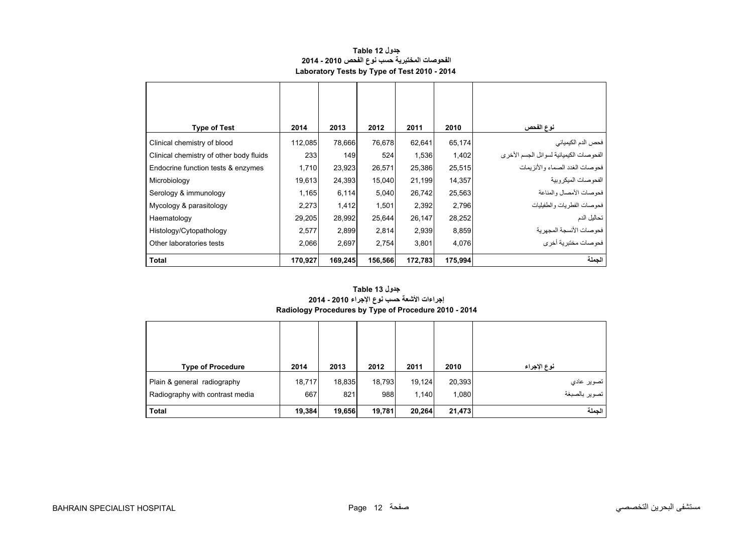## جدول Table 12
## الفحوصات المختبرية حسب نوع الفحص 2010 - 2014
## Laboratory Tests by Type of Test 2010 - 2014

| Type of Test | 2014 | 2013 | 2012 | 2011 | 2010 | نوع الفحص |
|---|---|---|---|---|---|---|
| Clinical chemistry of blood | 112,085 | 78,666 | 76,678 | 62,641 | 65,174 | فحص الدم الكيميائي |
| Clinical chemistry of other body fluids | 233 | 149 | 524 | 1,536 | 1,402 | الفحوصات الكيميائية لسوائل الجسم الأخرى |
| Endocrine function tests & enzymes | 1,710 | 23,923 | 26,571 | 25,386 | 25,515 | فحوصات الغدد الصماء والأنزيمات |
| Microbiology | 19,613 | 24,393 | 15,040 | 21,199 | 14,357 | الفحوصات الميكروبية |
| Serology & immunology | 1,165 | 6,114 | 5,040 | 26,742 | 25,563 | فحوصات الأمصال والمناعة |
| Mycology & parasitology | 2,273 | 1,412 | 1,501 | 2,392 | 2,796 | فحوصات الفطريات والطفيليات |
| Haematology | 29,205 | 28,992 | 25,644 | 26,147 | 28,252 | تحاليل الدم |
| Histology/Cytopathology | 2,577 | 2,899 | 2,814 | 2,939 | 8,859 | فحوصات الأنسجة المجهرية |
| Other laboratories tests | 2,066 | 2,697 | 2,754 | 3,801 | 4,076 | فحوصات مختبرية أخرى |
| **Total** | **170,927** | **169,245** | **156,566** | **172,783** | **175,994** | **الجملة** |

## جدول Table 13
## إجراءات الأشعة حسب نوع الإجراء 2010 - 2014
## Radiology Procedures by Type of Procedure 2010 - 2014

| Type of Procedure | 2014 | 2013 | 2012 | 2011 | 2010 | نوع الإجراء |
|---|---|---|---|---|---|---|
| Plain & general radiography | 18,717 | 18,835 | 18,793 | 19,124 | 20,393 | تصوير عادي |
| Radiography with contrast media | 667 | 821 | 988 | 1,140 | 1,080 | تصوير بالصبغة |
| **Total** | **19,384** | **19,656** | **19,781** | **20,264** | **21,473** | **الجملة** |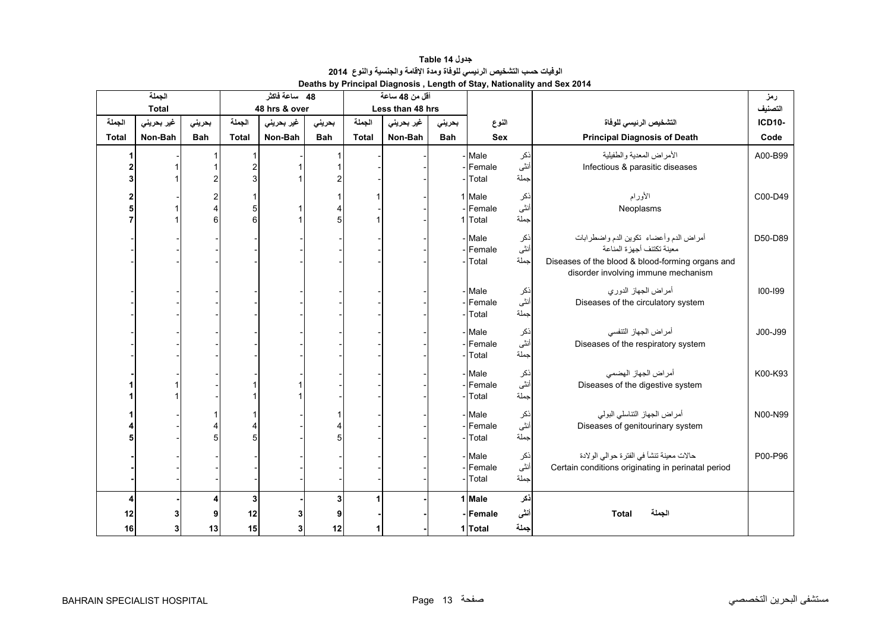# جدول 14 Table

## الوفيات حسب التشخيص الرئيسي للوفاة ومدة الإقامة والجنسية والنوع 2014

## Deaths by Principal Diagnosis , Length of Stay, Nationality and Sex 2014

| الجملة Total | | | 48 ساعة فاكثر 48 hrs & over | | | أقل من 48 ساعة Less than 48 hrs | | | | | |
|---|---|---|---|---|---|---|---|---|---|---|---|
| الجملة Total | غير بحريني Non-Bah | بحريني Bah | الجملة Total | غير بحريني Non-Bah | بحريني Bah | الجملة Total | غير بحريني Non-Bah | بحريني Bah | النوع Sex | التشخيص الرئيسي للوفاة Principal Diagnosis of Death | رمز التصنيف ICD10- Code |
| 1 | - | 1 | 1 | | 1 | - | - | - | Male ذكر | الأمراض المعدية والطفيلية Infectious & parasitic diseases | A00-B99 |
| 2 | 1 | 1 | 2 | 1 | 1 | - | - | - | Female أنثى | | |
| 3 | 1 | 2 | 3 | 1 | 2 | - | - | - | Total جملة | | |
| 2 | - | 2 | 1 | | 1 | 1 | - | 1 | Male ذكر | الأورام Neoplasms | C00-D49 |
| 5 | 1 | 4 | 5 | 1 | 4 | - | - | - | Female أنثى | | |
| 7 | 1 | 6 | 6 | 1 | 5 | 1 | - | 1 | Total جملة | | |
| - | - | - | - | - | - | - | - | - | Male ذكر | أمراض الدم وأعضاء تكوين الدم واضطرابات معينة تكتنف أجهزة المناعة Diseases of the blood & blood-forming organs and disorder involving immune mechanism | D50-D89 |
| - | - | - | - | - | - | - | - | - | Female أنثى | | |
| - | - | - | - | - | - | - | - | - | Total جملة | | |
| - | - | - | - | - | - | - | - | - | Male ذكر | أمراض الجهاز الدوري Diseases of the circulatory system | I00-I99 |
| - | - | - | - | - | - | - | - | - | Female أنثى | | |
| - | - | - | - | - | - | - | - | - | Total جملة | | |
| - | - | - | - | - | - | - | - | - | Male ذكر | أمراض الجهاز التنفسي Diseases of the respiratory system | J00-J99 |
| - | - | - | - | - | - | - | - | - | Female أنثى | | |
| - | - | - | - | - | - | - | - | - | Total جملة | | |
| - | - | - | - | - | - | - | - | - | Male ذكر | أمراض الجهاز الهضمي Diseases of the digestive system | K00-K93 |
| 1 | 1 | - | 1 | 1 | - | - | - | - | Female أنثى | | |
| 1 | 1 | - | 1 | 1 | - | - | - | - | Total جملة | | |
| 1 | - | 1 | 1 | - | 1 | - | - | - | Male ذكر | أمراض الجهاز التناسلي البولي Diseases of genitourinary system | N00-N99 |
| 4 | - | 4 | 4 | - | 4 | - | - | - | Female أنثى | | |
| 5 | - | 5 | 5 | - | 5 | - | - | - | Total جملة | | |
| - | - | - | - | - | - | - | - | - | Male ذكر | حالات معينة تنشأ في الفترة حوالي الولادة Certain conditions originating in perinatal period | P00-P96 |
| - | - | - | - | - | - | - | - | - | Female أنثى | | |
| - | - | - | - | - | - | - | - | - | Total جملة | | |
| **4** | **-** | **4** | **3** | **-** | **3** | **1** | **-** | **1** | **Male ذكر** | **Total الجملة** | |
| **12** | **3** | **9** | **12** | **3** | **9** | **-** | **-** | **-** | **Female أنثى** | | |
| **16** | **3** | **13** | **15** | **3** | **12** | **1** | **-** | **1** | **Total جملة** | | |

BAHRAIN SPECIALIST HOSPITAL مستشفى البحرين التخصصي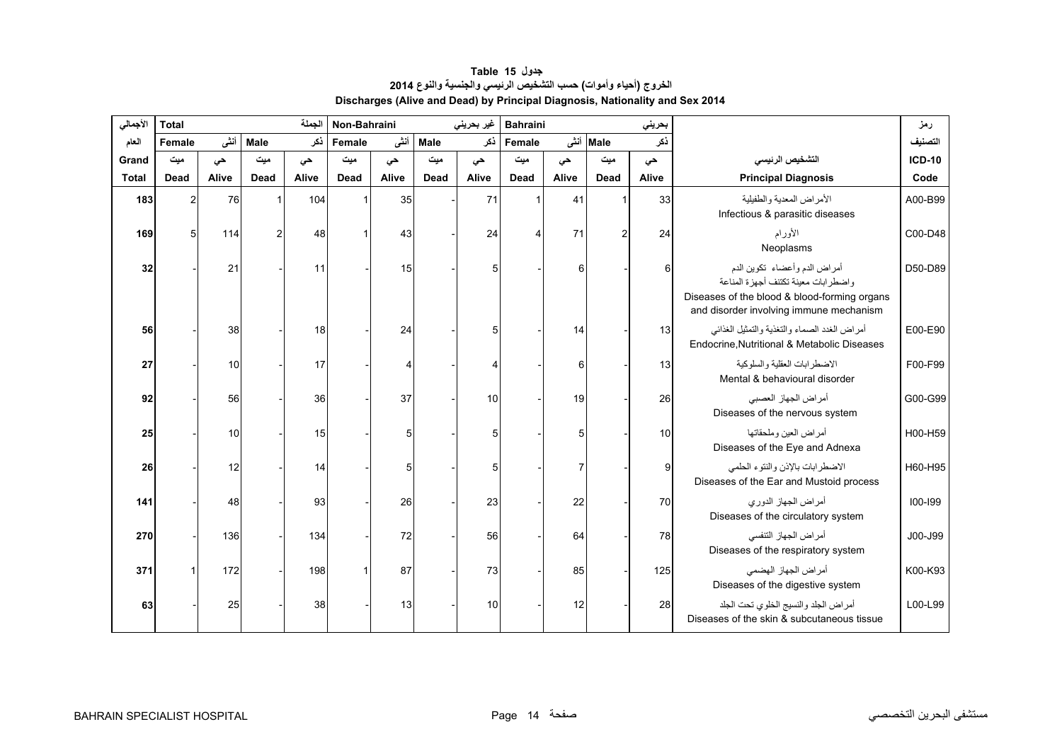**جدول 15 Table**

**الخروج (أحياء وأموات) حسب التشخيص الرئيسي والجنسية والنوع 2014**

**Discharges (Alive and Dead) by Principal Diagnosis, Nationality and Sex 2014**

| الأجمالي العام Grand Total | Total الجملة | | | | Non-Bahraini غير بحريني | | | | Bahraini بحريني | | | | التشخيص الرئيسي Principal Diagnosis | رمز التصنيف ICD-10 Code |
|---|---|---|---|---|---|---|---|---|---|---|---|---|---|---|
| | Female أنثى | | Male ذكر | | Female أنثى | | Male ذكر | | Female أنثى | | Male ذكر | | | |
| | ميت Dead | حي Alive | ميت Dead | حي Alive | ميت Dead | حي Alive | ميت Dead | حي Alive | ميت Dead | حي Alive | ميت Dead | حي Alive | | |
| 183 | 2 | 76 | 1 | 104 | 1 | 35 | - | 71 | 1 | 41 | 1 | 33 | الأمراض المعدية والطفيلية Infectious & parasitic diseases | A00-B99 |
| 169 | 5 | 114 | 2 | 48 | 1 | 43 | - | 24 | 4 | 71 | 2 | 24 | الأورام Neoplasms | C00-D48 |
| 32 | - | 21 | - | 11 | - | 15 | - | 5 | - | 6 | - | 6 | أمراض الدم وأعضاء تكوين الدم واضطرابات معينة تكتنف أجهزة المناعة Diseases of the blood & blood-forming organs and disorder involving immune mechanism | D50-D89 |
| 56 | - | 38 | - | 18 | - | 24 | - | 5 | - | 14 | - | 13 | أمراض الغدد الصماء والتغذية والتمثيل الغذائي Endocrine,Nutritional & Metabolic Diseases | E00-E90 |
| 27 | - | 10 | - | 17 | - | 4 | - | 4 | - | 6 | - | 13 | الاضطرابات العقلية والسلوكية Mental & behavioural disorder | F00-F99 |
| 92 | - | 56 | - | 36 | - | 37 | - | 10 | - | 19 | - | 26 | أمراض الجهاز العصبي Diseases of the nervous system | G00-G99 |
| 25 | - | 10 | - | 15 | - | 5 | - | 5 | - | 5 | - | 10 | أمراض العين وملحقاتها Diseases of the Eye and Adnexa | H00-H59 |
| 26 | - | 12 | - | 14 | - | 5 | - | 5 | - | 7 | - | 9 | الاضطرابات بالإذن والنتوء الحلمي Diseases of the Ear and Mustoid process | H60-H95 |
| 141 | - | 48 | - | 93 | - | 26 | - | 23 | - | 22 | - | 70 | أمراض الجهاز الدوري Diseases of the circulatory system | I00-I99 |
| 270 | - | 136 | - | 134 | - | 72 | - | 56 | - | 64 | - | 78 | أمراض الجهاز التنفسي Diseases of the respiratory system | J00-J99 |
| 371 | 1 | 172 | - | 198 | 1 | 87 | - | 73 | - | 85 | - | 125 | أمراض الجهاز الهضمي Diseases of the digestive system | K00-K93 |
| 63 | - | 25 | - | 38 | - | 13 | - | 10 | - | 12 | - | 28 | أمراض الجلد والنسيج الخلوي تحت الجلد Diseases of the skin & subcutaneous tissue | L00-L99 |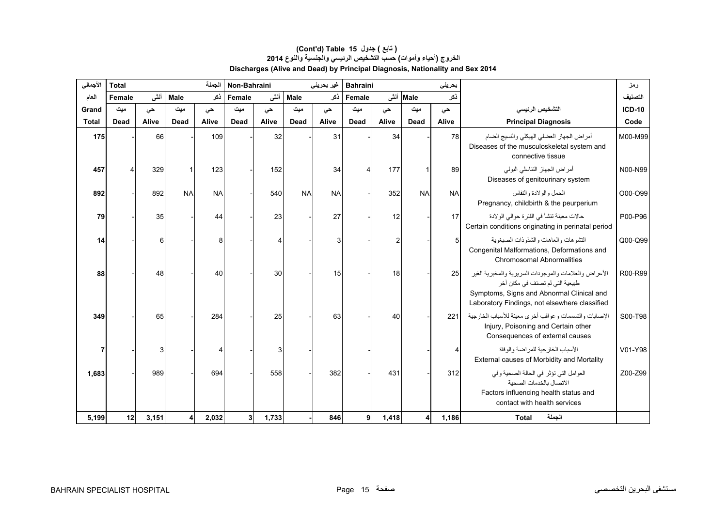# ( تابع ) جدول 15 (Cont'd) Table

## الخروج (أحياء وأموات) حسب التشخيص الرئيسي والجنسية والنوع 2014

## Discharges (Alive and Dead) by Principal Diagnosis, Nationality and Sex 2014

| الأجمالي العام Grand Total | Total الجملة | | | | Non-Bahraini غير بحريني | | | | Bahraini بحريني | | | | | رمز التصنيف ICD-10 Code |
|---|---|---|---|---|---|---|---|---|---|---|---|---|---|---|
| | Female أنثى | | Male ذكر | | Female أنثى | | Male ذكر | | Female أنثى | | Male ذكر | | | |
| | ميت Dead | حي Alive | ميت Dead | حي Alive | ميت Dead | حي Alive | ميت Dead | حي Alive | ميت Dead | حي Alive | ميت Dead | حي Alive | التشخيص الرئيسي Principal Diagnosis | |
| 175 | - | 66 | - | 109 | - | 32 | - | 31 | - | 34 | - | 78 | أمراض الجهاز العضلي الهيكلي والنسيج الضام Diseases of the musculoskeletal system and connective tissue | M00-M99 |
| 457 | 4 | 329 | 1 | 123 | - | 152 | | 34 | 4 | 177 | 1 | 89 | أمراض الجهاز التناسلي البولي Diseases of genitourinary system | N00-N99 |
| 892 | - | 892 | NA | NA | - | 540 | NA | NA | - | 352 | NA | NA | الحمل والولادة والنفاس Pregnancy, childbirth & the peurperium | O00-O99 |
| 79 | - | 35 | - | 44 | - | 23 | - | 27 | - | 12 | - | 17 | حالات معينة تنشأ في الفترة حوالي الولادة Certain conditions originating in perinatal period | P00-P96 |
| 14 | - | 6 | - | 8 | - | 4 | - | 3 | - | 2 | - | 5 | التشوهات والعاهات والشذوذات الصبغوية Congenital Malformations, Deformations and Chromosomal Abnormalities | Q00-Q99 |
| 88 | - | 48 | - | 40 | - | 30 | - | 15 | - | 18 | - | 25 | الأعراض والعلامات والموجودات السريرية والمخبرية الغير طبيعية التي لم تصنف في مكان آخر Symptoms, Signs and Abnormal Clinical and Laboratory Findings, not elsewhere classified | R00-R99 |
| 349 | - | 65 | - | 284 | - | 25 | - | 63 | - | 40 | - | 221 | الإصابات والتسممات وعواقب أخرى معينة للأسباب الخارجية Injury, Poisoning and Certain other Consequences of external causes | S00-T98 |
| 7 | - | 3 | - | 4 | - | 3 | - | | - | | - | 4 | الأسباب الخارجية للمراضة والوفاة External causes of Morbidity and Mortality | V01-Y98 |
| 1,683 | - | 989 | - | 694 | - | 558 | - | 382 | - | 431 | - | 312 | العوامل التي تؤثر في الحالة الصحية وفي الاتصال بالخدمات الصحية Factors influencing health status and contact with health services | Z00-Z99 |
| 5,199 | 12 | 3,151 | 4 | 2,032 | 3 | 1,733 | - | 846 | 9 | 1,418 | 4 | 1,186 | Total الجملة | |

BAHRAIN SPECIALIST HOSPITAL — مستشفى البحرين التخصصي